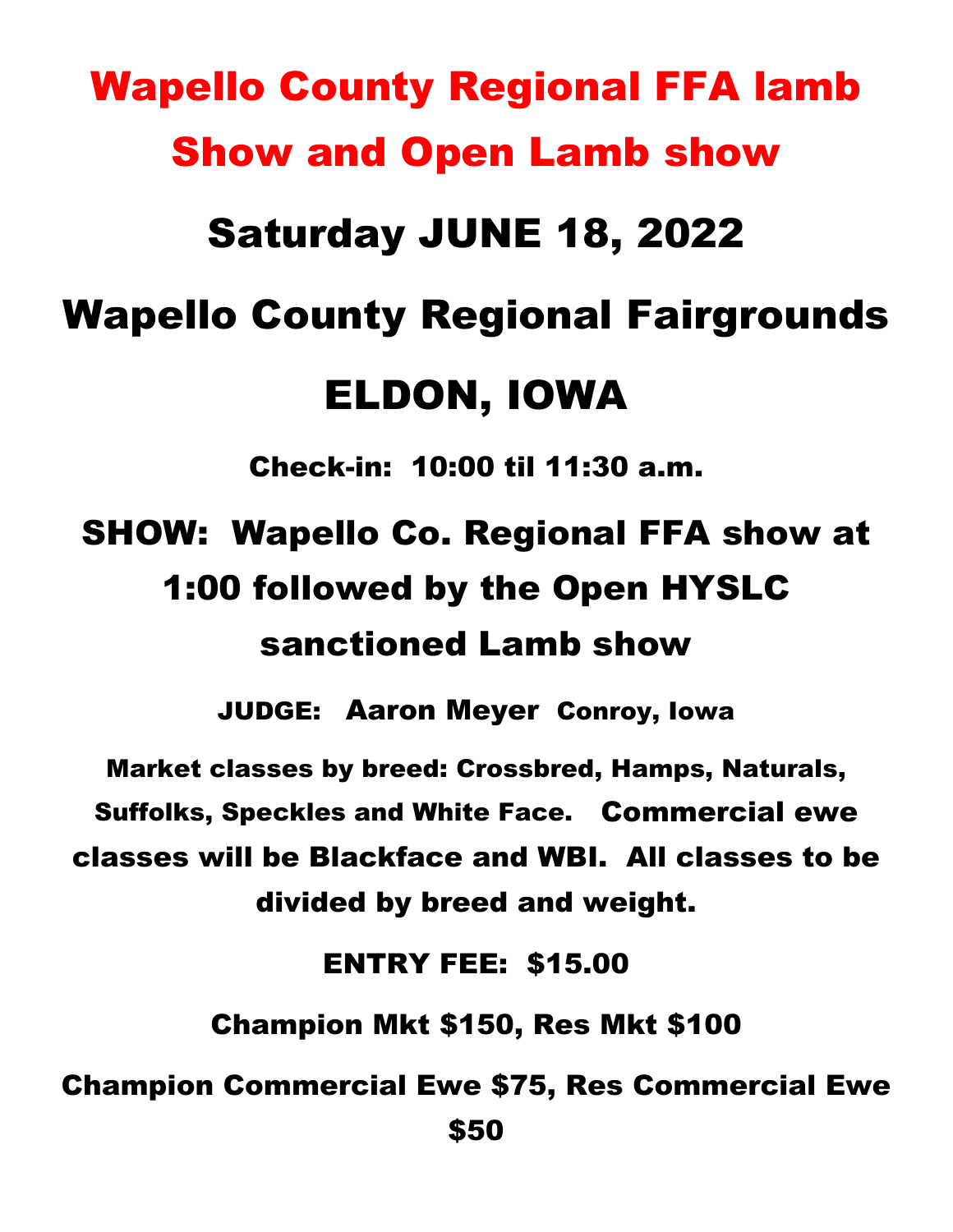# Wapello County Regional FFA lamb Show and Open Lamb show

## Saturday JUNE 18, 2022

## Wapello County Regional Fairgrounds

## ELDON, IOWA

**Check-in: 10:00 til 11:30 a.m.**

## SHOW: Wapello Co. Regional FFA show at 1:00 followed by the Open HYSLC sanctioned Lamb show

**JUDGE: Aaron Meyer Conroy, Iowa**

**Market classes by breed: Crossbred, Hamps, Naturals, Suffolks, Speckles and White Face. Commercial ewe classes will be Blackface and WBI. All classes to be divided by breed and weight.**

**ENTRY FEE: $15.00**

**Champion Mkt $150, Res Mkt $100**

**Champion Commercial Ewe $75, Res Commercial Ewe $50**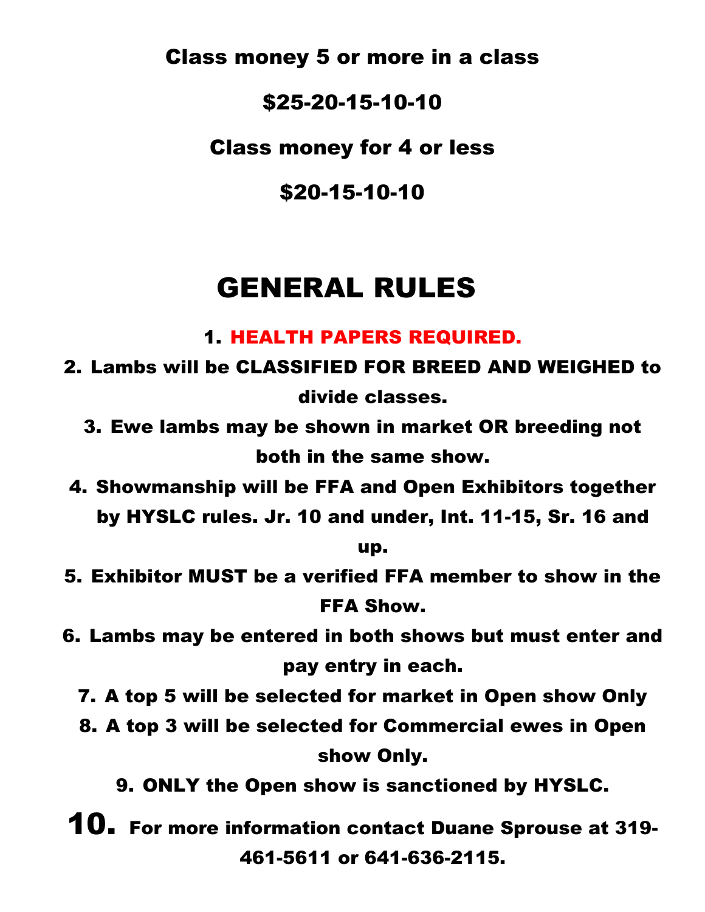**Class money 5 or more in a class**

**$25-20-15-10-10**

**Class money for 4 or less**

**$20-15-10-10**

# GENERAL RULES

1. **HEALTH PAPERS REQUIRED.**
2. **Lambs will be CLASSIFIED FOR BREED AND WEIGHED to divide classes.**
3. **Ewe lambs may be shown in market OR breeding not both in the same show.**
4. **Showmanship will be FFA and Open Exhibitors together by HYSLC rules. Jr. 10 and under, Int. 11-15, Sr. 16 and up.**
5. **Exhibitor MUST be a verified FFA member to show in the FFA Show.**
6. **Lambs may be entered in both shows but must enter and pay entry in each.**
7. **A top 5 will be selected for market in Open show Only**
8. **A top 3 will be selected for Commercial ewes in Open show Only.**
9. **ONLY the Open show is sanctioned by HYSLC.**
10. **For more information contact Duane Sprouse at 319-461-5611 or 641-636-2115.**